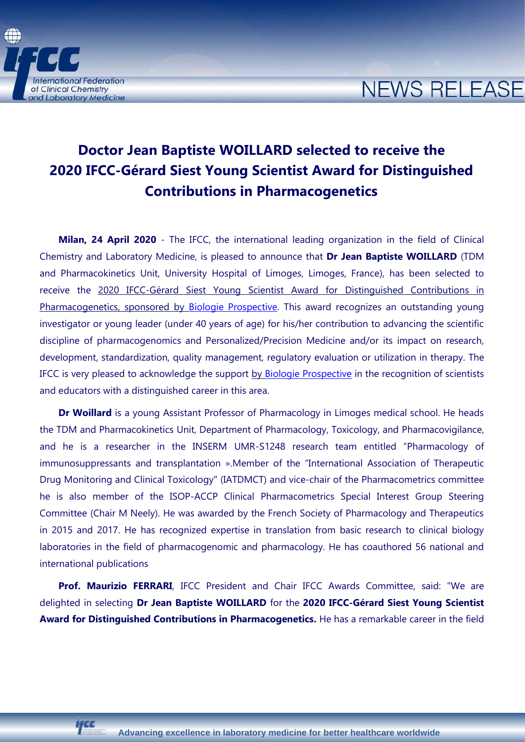# NEWS RELEASE

## Doctor Jean Baptiste WOILLARD selected to receive the 2020 IFCC-Gérard Siest Young Scientist Award for Distinguished Contributions in Pharmacogenetics

**Milan, 24 April 2020** - The IFCC, the international leading organization in the field of Clinical Chemistry and Laboratory Medicine, is pleased to announce that **Dr Jean Baptiste WOILLARD** (TDM and Pharmacokinetics Unit, University Hospital of Limoges, Limoges, France), has been selected to receive the 2020 IFCC-Gérard Siest Young Scientist Award for Distinguished Contributions in Pharmacogenetics, sponsored by Biologie Prospective. This award recognizes an outstanding young investigator or young leader (under 40 years of age) for his/her contribution to advancing the scientific discipline of pharmacogenomics and Personalized/Precision Medicine and/or its impact on research, development, standardization, quality management, regulatory evaluation or utilization in therapy. The IFCC is very pleased to acknowledge the support by Biologie Prospective in the recognition of scientists and educators with a distinguished career in this area.

**Dr Woillard** is a young Assistant Professor of Pharmacology in Limoges medical school. He heads the TDM and Pharmacokinetics Unit, Department of Pharmacology, Toxicology, and Pharmacovigilance, and he is a researcher in the INSERM UMR-S1248 research team entitled "Pharmacology of immunosuppressants and transplantation ».Member of the "International Association of Therapeutic Drug Monitoring and Clinical Toxicology" (IATDMCT) and vice-chair of the Pharmacometrics committee he is also member of the ISOP-ACCP Clinical Pharmacometrics Special Interest Group Steering Committee (Chair M Neely). He was awarded by the French Society of Pharmacology and Therapeutics in 2015 and 2017. He has recognized expertise in translation from basic research to clinical biology laboratories in the field of pharmacogenomic and pharmacology. He has coauthored 56 national and international publications

**Prof. Maurizio FERRARI**, IFCC President and Chair IFCC Awards Committee, said: "We are delighted in selecting **Dr Jean Baptiste WOILLARD** for the **2020 IFCC-Gérard Siest Young Scientist Award for Distinguished Contributions in Pharmacogenetics.** He has a remarkable career in the field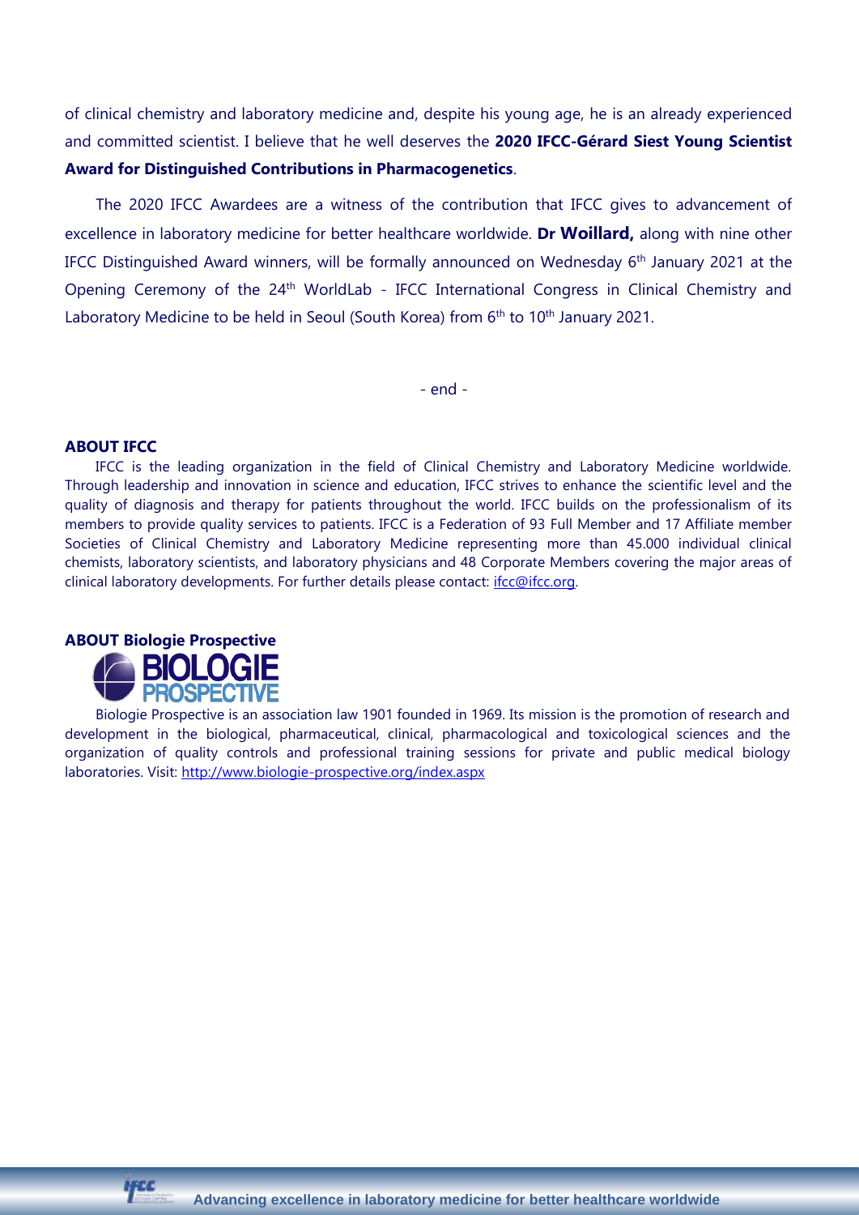of clinical chemistry and laboratory medicine and, despite his young age, he is an already experienced and committed scientist. I believe that he well deserves the **2020 IFCC-Gérard Siest Young Scientist Award for Distinguished Contributions in Pharmacogenetics**.

The 2020 IFCC Awardees are a witness of the contribution that IFCC gives to advancement of excellence in laboratory medicine for better healthcare worldwide. **Dr Woillard,** along with nine other IFCC Distinguished Award winners, will be formally announced on Wednesday 6th January 2021 at the Opening Ceremony of the 24th WorldLab - IFCC International Congress in Clinical Chemistry and Laboratory Medicine to be held in Seoul (South Korea) from 6th to 10th January 2021.

- end -

**ABOUT IFCC**

IFCC is the leading organization in the field of Clinical Chemistry and Laboratory Medicine worldwide. Through leadership and innovation in science and education, IFCC strives to enhance the scientific level and the quality of diagnosis and therapy for patients throughout the world. IFCC builds on the professionalism of its members to provide quality services to patients. IFCC is a Federation of 93 Full Member and 17 Affiliate member Societies of Clinical Chemistry and Laboratory Medicine representing more than 45.000 individual clinical chemists, laboratory scientists, and laboratory physicians and 48 Corporate Members covering the major areas of clinical laboratory developments. For further details please contact: ifcc@ifcc.org.

**ABOUT Biologie Prospective**

BIOLOGIE PROSPECTIVE

Biologie Prospective is an association law 1901 founded in 1969. Its mission is the promotion of research and development in the biological, pharmaceutical, clinical, pharmacological and toxicological sciences and the organization of quality controls and professional training sessions for private and public medical biology laboratories. Visit: http://www.biologie-prospective.org/index.aspx